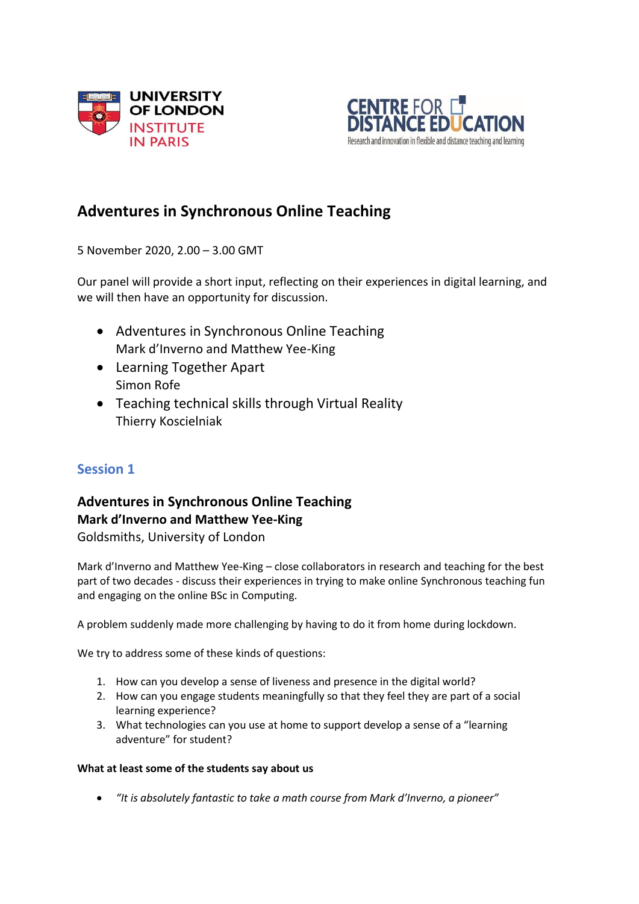UNIVERSITY OF LONDON INSTITUTE IN PARIS

CENTRE FOR DISTANCE EDUCATION
Research and innovation in flexible and distance teaching and learning

# Adventures in Synchronous Online Teaching

5 November 2020, 2.00 – 3.00 GMT

Our panel will provide a short input, reflecting on their experiences in digital learning, and we will then have an opportunity for discussion.

- Adventures in Synchronous Online Teaching
  Mark d'Inverno and Matthew Yee-King
- Learning Together Apart
  Simon Rofe
- Teaching technical skills through Virtual Reality
  Thierry Koscielniak

## Session 1

### Adventures in Synchronous Online Teaching
### Mark d'Inverno and Matthew Yee-King

Goldsmiths, University of London

Mark d'Inverno and Matthew Yee-King – close collaborators in research and teaching for the best part of two decades - discuss their experiences in trying to make online Synchronous teaching fun and engaging on the online BSc in Computing.

A problem suddenly made more challenging by having to do it from home during lockdown.

We try to address some of these kinds of questions:

1. How can you develop a sense of liveness and presence in the digital world?
2. How can you engage students meaningfully so that they feel they are part of a social learning experience?
3. What technologies can you use at home to support develop a sense of a "learning adventure" for student?

**What at least some of the students say about us**

- *"It is absolutely fantastic to take a math course from Mark d'Inverno, a pioneer"*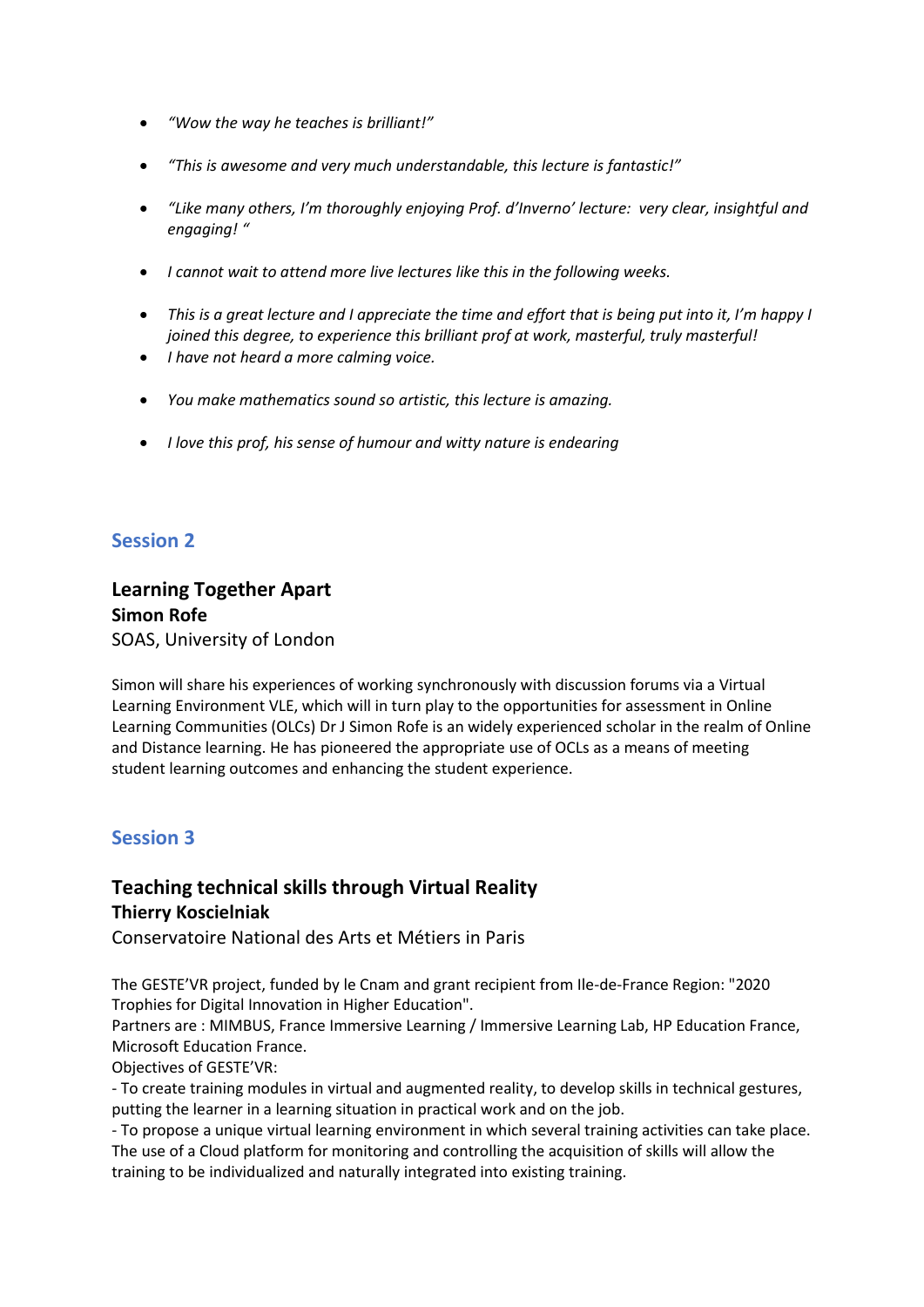- *"Wow the way he teaches is brilliant!"*
- *"This is awesome and very much understandable, this lecture is fantastic!"*
- *"Like many others, I'm thoroughly enjoying Prof. d'Inverno' lecture: very clear, insightful and engaging! "*
- *I cannot wait to attend more live lectures like this in the following weeks.*
- *This is a great lecture and I appreciate the time and effort that is being put into it, I'm happy I joined this degree, to experience this brilliant prof at work, masterful, truly masterful!*
- *I have not heard a more calming voice.*
- *You make mathematics sound so artistic, this lecture is amazing.*
- *I love this prof, his sense of humour and witty nature is endearing*

## Session 2

### Learning Together Apart
**Simon Rofe**
SOAS, University of London

Simon will share his experiences of working synchronously with discussion forums via a Virtual Learning Environment VLE, which will in turn play to the opportunities for assessment in Online Learning Communities (OLCs) Dr J Simon Rofe is an widely experienced scholar in the realm of Online and Distance learning. He has pioneered the appropriate use of OCLs as a means of meeting student learning outcomes and enhancing the student experience.

## Session 3

### Teaching technical skills through Virtual Reality
**Thierry Koscielniak**
Conservatoire National des Arts et Métiers in Paris

The GESTE'VR project, funded by le Cnam and grant recipient from Ile-de-France Region: "2020 Trophies for Digital Innovation in Higher Education".
Partners are : MIMBUS, France Immersive Learning / Immersive Learning Lab, HP Education France, Microsoft Education France.
Objectives of GESTE'VR:
- To create training modules in virtual and augmented reality, to develop skills in technical gestures, putting the learner in a learning situation in practical work and on the job.
- To propose a unique virtual learning environment in which several training activities can take place. The use of a Cloud platform for monitoring and controlling the acquisition of skills will allow the training to be individualized and naturally integrated into existing training.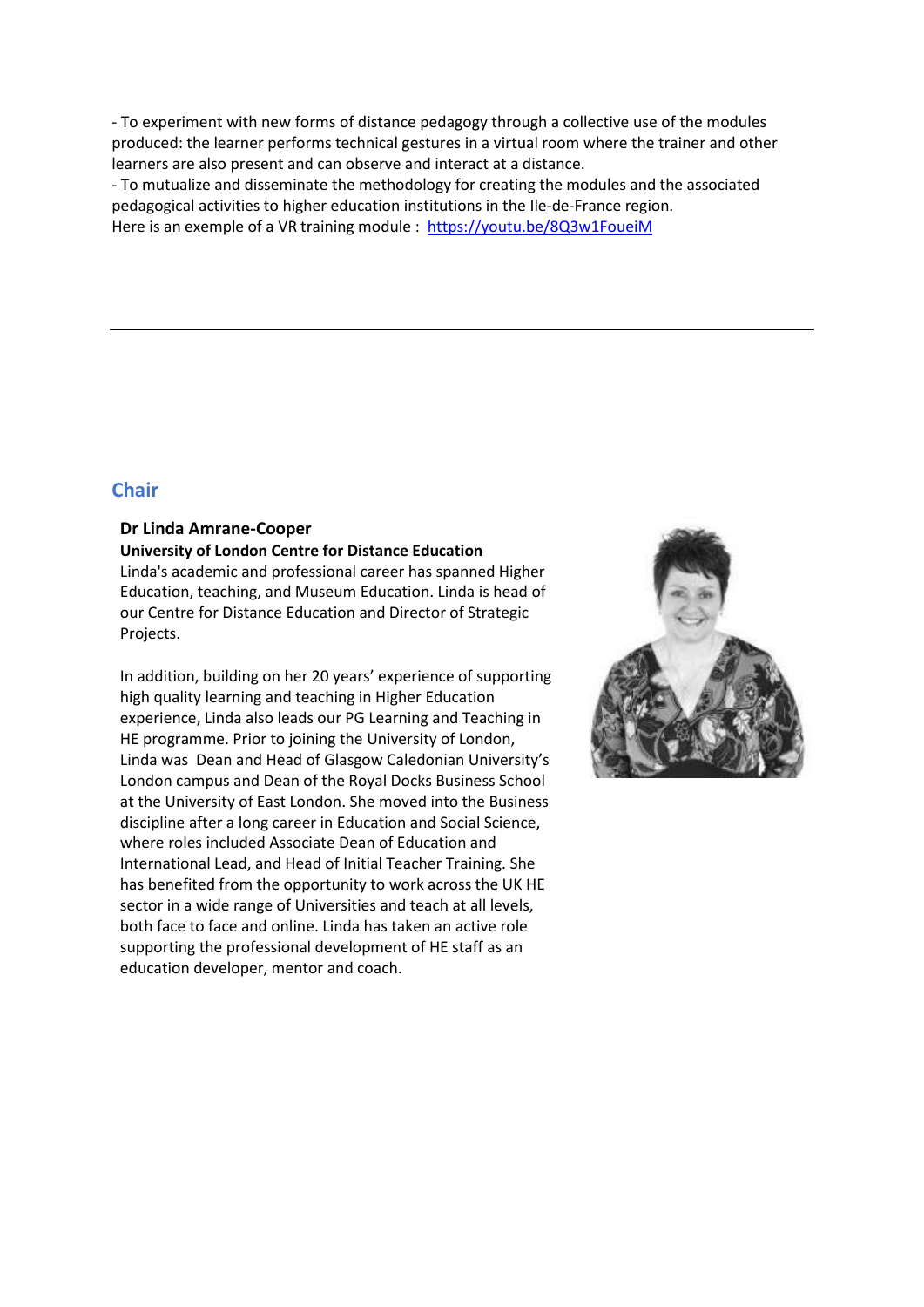- To experiment with new forms of distance pedagogy through a collective use of the modules produced: the learner performs technical gestures in a virtual room where the trainer and other learners are also present and can observe and interact at a distance.
- To mutualize and disseminate the methodology for creating the modules and the associated pedagogical activities to higher education institutions in the Ile-de-France region.

Here is an exemple of a VR training module : [https://youtu.be/8Q3w1FoueiM](https://youtu.be/8Q3w1FoueiM)

---

## Chair

**Dr Linda Amrane-Cooper**
**University of London Centre for Distance Education**

Linda's academic and professional career has spanned Higher Education, teaching, and Museum Education. Linda is head of our Centre for Distance Education and Director of Strategic Projects.

In addition, building on her 20 years' experience of supporting high quality learning and teaching in Higher Education experience, Linda also leads our PG Learning and Teaching in HE programme. Prior to joining the University of London, Linda was Dean and Head of Glasgow Caledonian University's London campus and Dean of the Royal Docks Business School at the University of East London. She moved into the Business discipline after a long career in Education and Social Science, where roles included Associate Dean of Education and International Lead, and Head of Initial Teacher Training. She has benefited from the opportunity to work across the UK HE sector in a wide range of Universities and teach at all levels, both face to face and online. Linda has taken an active role supporting the professional development of HE staff as an education developer, mentor and coach.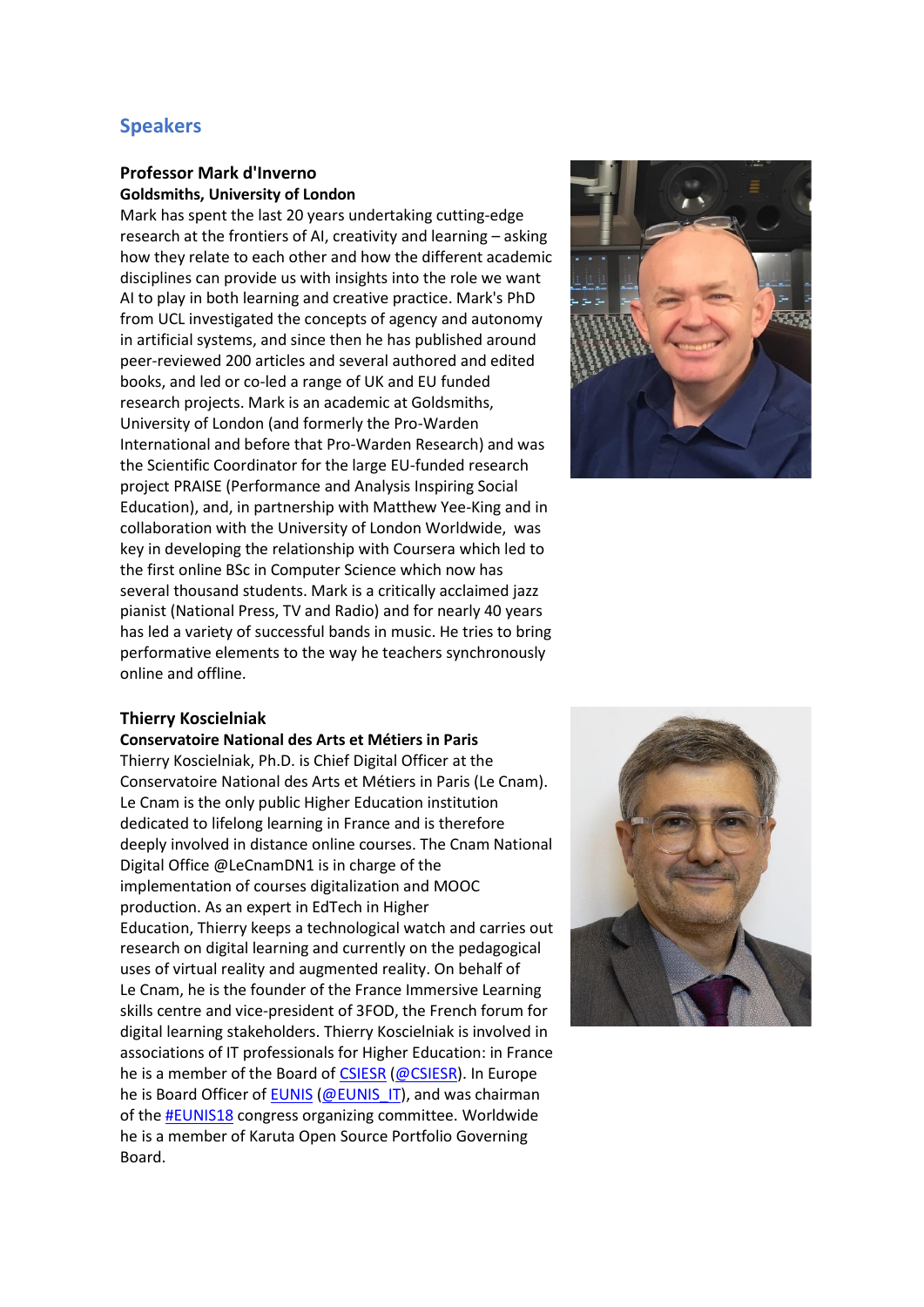## Speakers

**Professor Mark d'Inverno**
**Goldsmiths, University of London**
Mark has spent the last 20 years undertaking cutting-edge research at the frontiers of AI, creativity and learning – asking how they relate to each other and how the different academic disciplines can provide us with insights into the role we want AI to play in both learning and creative practice. Mark's PhD from UCL investigated the concepts of agency and autonomy in artificial systems, and since then he has published around peer-reviewed 200 articles and several authored and edited books, and led or co-led a range of UK and EU funded research projects. Mark is an academic at Goldsmiths, University of London (and formerly the Pro-Warden International and before that Pro-Warden Research) and was the Scientific Coordinator for the large EU-funded research project PRAISE (Performance and Analysis Inspiring Social Education), and, in partnership with Matthew Yee-King and in collaboration with the University of London Worldwide, was key in developing the relationship with Coursera which led to the first online BSc in Computer Science which now has several thousand students. Mark is a critically acclaimed jazz pianist (National Press, TV and Radio) and for nearly 40 years has led a variety of successful bands in music. He tries to bring performative elements to the way he teaches synchronously online and offline.

**Thierry Koscielniak**
**Conservatoire National des Arts et Métiers in Paris**
Thierry Koscielniak, Ph.D. is Chief Digital Officer at the Conservatoire National des Arts et Métiers in Paris (Le Cnam). Le Cnam is the only public Higher Education institution dedicated to lifelong learning in France and is therefore deeply involved in distance online courses. The Cnam National Digital Office @LeCnamDN1 is in charge of the implementation of courses digitalization and MOOC production. As an expert in EdTech in Higher Education, Thierry keeps a technological watch and carries out research on digital learning and currently on the pedagogical uses of virtual reality and augmented reality. On behalf of Le Cnam, he is the founder of the France Immersive Learning skills centre and vice-president of 3FOD, the French forum for digital learning stakeholders. Thierry Koscielniak is involved in associations of IT professionals for Higher Education: in France he is a member of the Board of CSIESR (@CSIESR). In Europe he is Board Officer of EUNIS (@EUNIS_IT), and was chairman of the #EUNIS18 congress organizing committee. Worldwide he is a member of Karuta Open Source Portfolio Governing Board.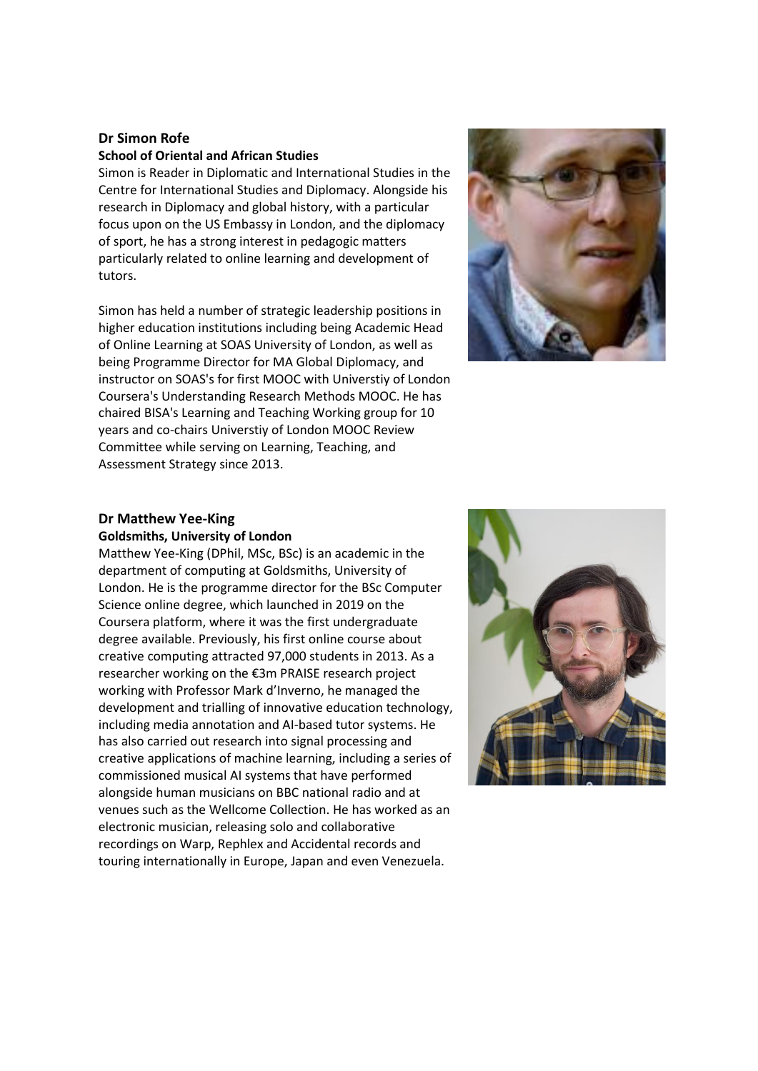### Dr Simon Rofe

**School of Oriental and African Studies**

Simon is Reader in Diplomatic and International Studies in the Centre for International Studies and Diplomacy. Alongside his research in Diplomacy and global history, with a particular focus upon on the US Embassy in London, and the diplomacy of sport, he has a strong interest in pedagogic matters particularly related to online learning and development of tutors.

Simon has held a number of strategic leadership positions in higher education institutions including being Academic Head of Online Learning at SOAS University of London, as well as being Programme Director for MA Global Diplomacy, and instructor on SOAS's for first MOOC with Universtiy of London Coursera's Understanding Research Methods MOOC. He has chaired BISA's Learning and Teaching Working group for 10 years and co-chairs Universtiy of London MOOC Review Committee while serving on Learning, Teaching, and Assessment Strategy since 2013.

### Dr Matthew Yee-King

**Goldsmiths, University of London**

Matthew Yee-King (DPhil, MSc, BSc) is an academic in the department of computing at Goldsmiths, University of London. He is the programme director for the BSc Computer Science online degree, which launched in 2019 on the Coursera platform, where it was the first undergraduate degree available. Previously, his first online course about creative computing attracted 97,000 students in 2013. As a researcher working on the €3m PRAISE research project working with Professor Mark d'Inverno, he managed the development and trialling of innovative education technology, including media annotation and AI-based tutor systems. He has also carried out research into signal processing and creative applications of machine learning, including a series of commissioned musical AI systems that have performed alongside human musicians on BBC national radio and at venues such as the Wellcome Collection. He has worked as an electronic musician, releasing solo and collaborative recordings on Warp, Rephlex and Accidental records and touring internationally in Europe, Japan and even Venezuela.